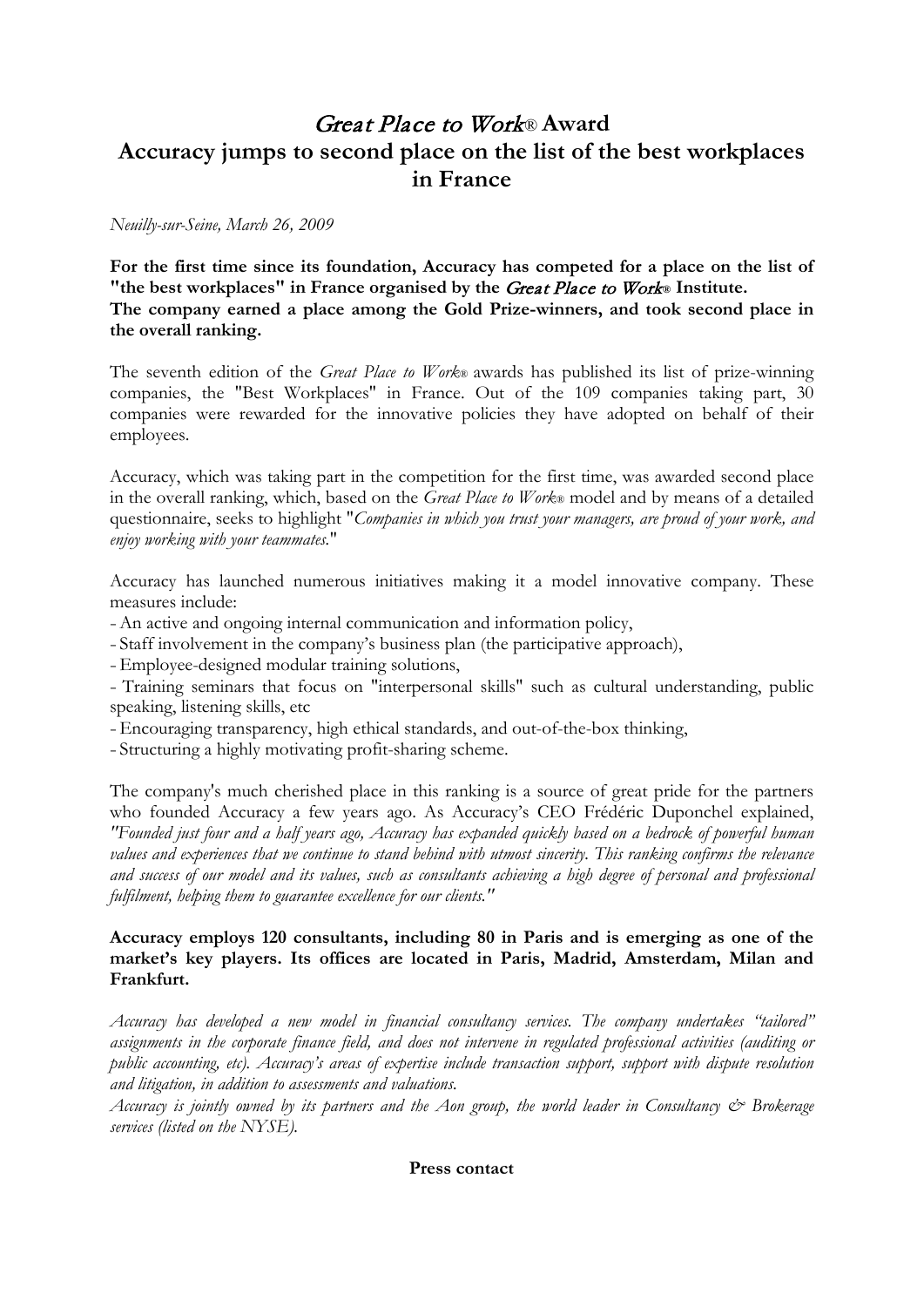# *Great Place to Work*® Award
# Accuracy jumps to second place on the list of the best workplaces in France

*Neuilly-sur-Seine, March 26, 2009*

**For the first time since its foundation, Accuracy has competed for a place on the list of "the best workplaces" in France organised by the *Great Place to Work*® Institute.**
**The company earned a place among the Gold Prize-winners, and took second place in the overall ranking.**

The seventh edition of the *Great Place to Work*® awards has published its list of prize-winning companies, the "Best Workplaces" in France. Out of the 109 companies taking part, 30 companies were rewarded for the innovative policies they have adopted on behalf of their employees.

Accuracy, which was taking part in the competition for the first time, was awarded second place in the overall ranking, which, based on the *Great Place to Work*® model and by means of a detailed questionnaire, seeks to highlight "*Companies in which you trust your managers, are proud of your work, and enjoy working with your teammates.*"

Accuracy has launched numerous initiatives making it a model innovative company. These measures include:

- An active and ongoing internal communication and information policy,
- Staff involvement in the company's business plan (the participative approach),
- Employee-designed modular training solutions,
- Training seminars that focus on "interpersonal skills" such as cultural understanding, public speaking, listening skills, etc
- Encouraging transparency, high ethical standards, and out-of-the-box thinking,
- Structuring a highly motivating profit-sharing scheme.

The company's much cherished place in this ranking is a source of great pride for the partners who founded Accuracy a few years ago. As Accuracy's CEO Frédéric Duponchel explained, *"Founded just four and a half years ago, Accuracy has expanded quickly based on a bedrock of powerful human values and experiences that we continue to stand behind with utmost sincerity. This ranking confirms the relevance and success of our model and its values, such as consultants achieving a high degree of personal and professional fulfilment, helping them to guarantee excellence for our clients."*

**Accuracy employs 120 consultants, including 80 in Paris and is emerging as one of the market's key players. Its offices are located in Paris, Madrid, Amsterdam, Milan and Frankfurt.**

*Accuracy has developed a new model in financial consultancy services. The company undertakes "tailored" assignments in the corporate finance field, and does not intervene in regulated professional activities (auditing or public accounting, etc). Accuracy's areas of expertise include transaction support, support with dispute resolution and litigation, in addition to assessments and valuations.*
*Accuracy is jointly owned by its partners and the Aon group, the world leader in Consultancy & Brokerage services (listed on the NYSE).*

**Press contact**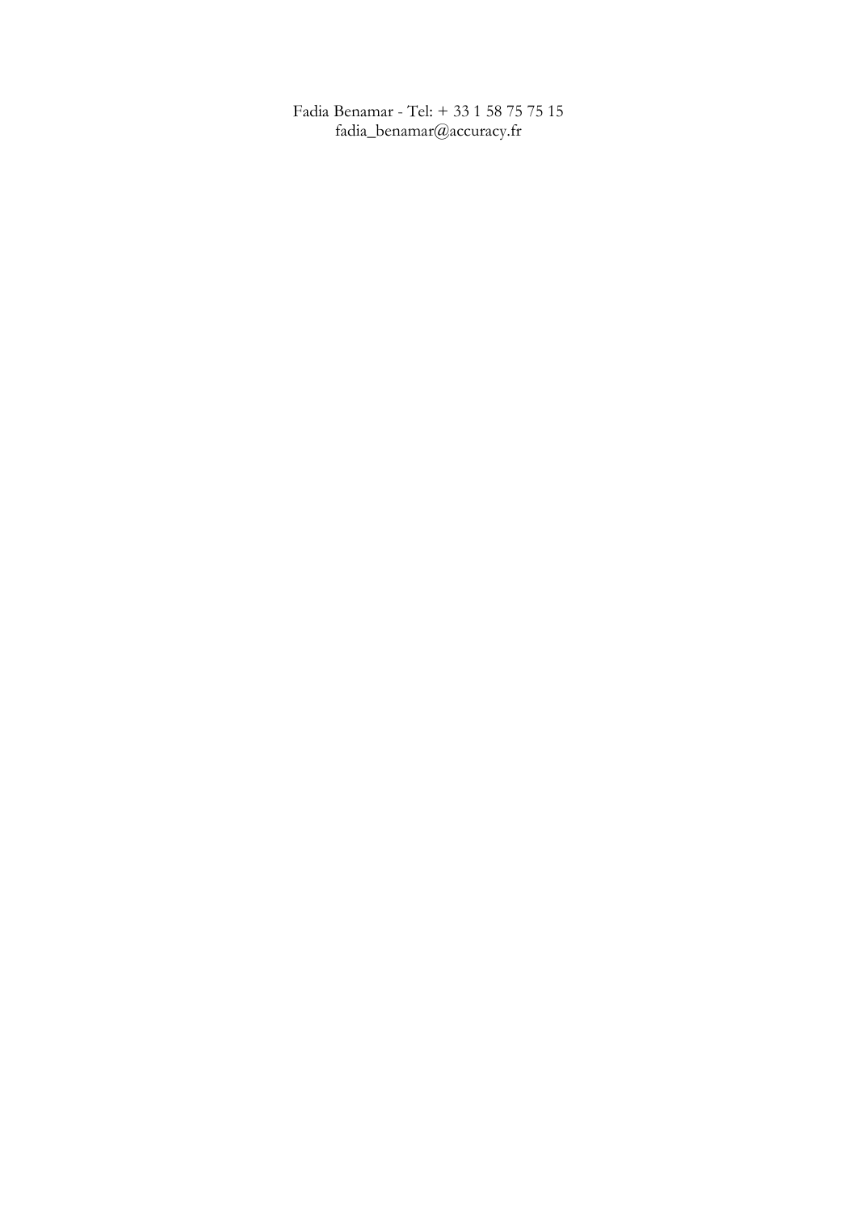Fadia Benamar - Tel: + 33 1 58 75 75 15
fadia_benamar@accuracy.fr